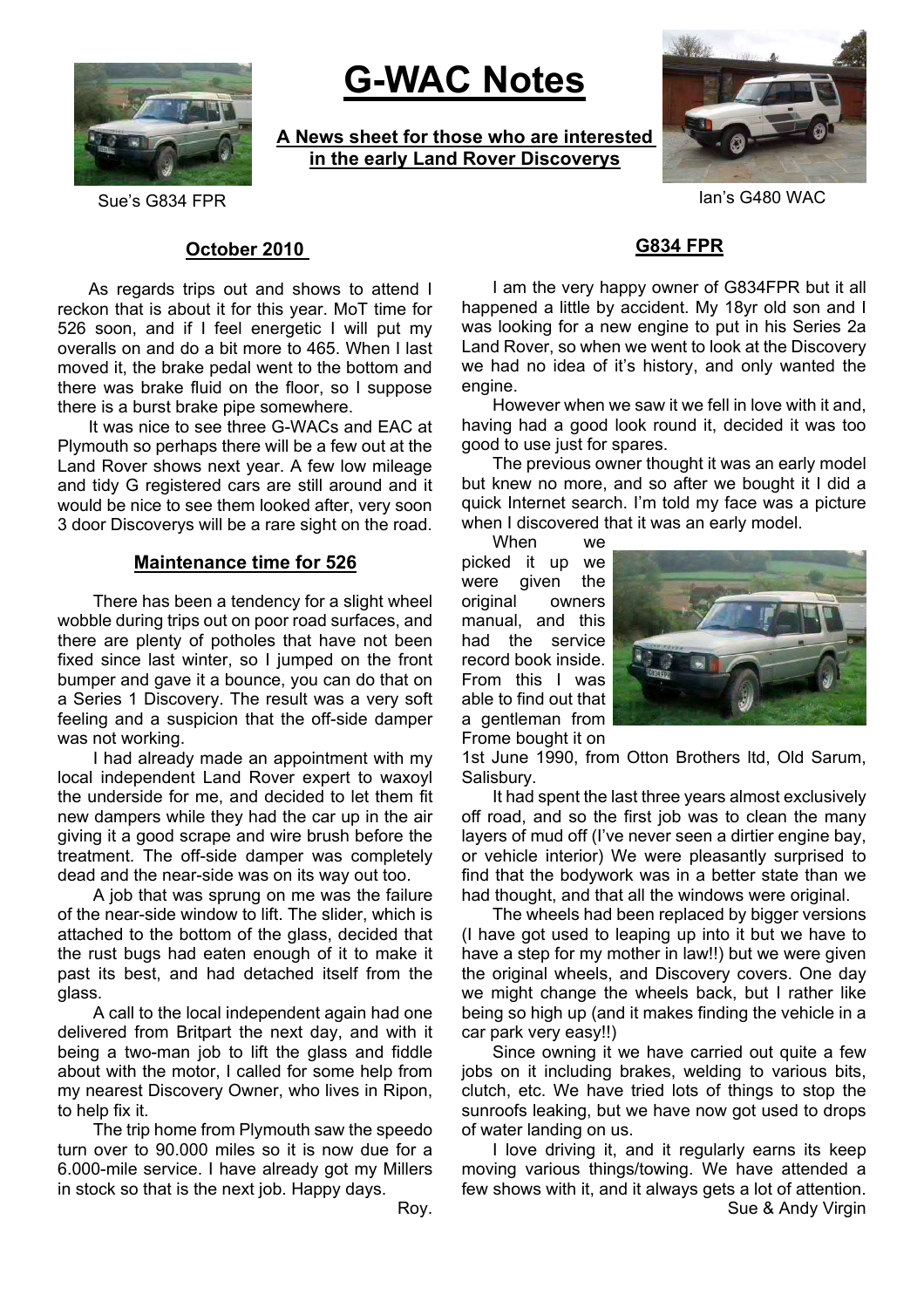# G-WAC Notes

**A News sheet for those who are interested in the early Land Rover Discoverys**

Sue's G834 FPR

Ian's G480 WAC

## October 2010

As regards trips out and shows to attend I reckon that is about it for this year. MoT time for 526 soon, and if I feel energetic I will put my overalls on and do a bit more to 465. When I last moved it, the brake pedal went to the bottom and there was brake fluid on the floor, so I suppose there is a burst brake pipe somewhere.

It was nice to see three G-WACs and EAC at Plymouth so perhaps there will be a few out at the Land Rover shows next year. A few low mileage and tidy G registered cars are still around and it would be nice to see them looked after, very soon 3 door Discoverys will be a rare sight on the road.

## Maintenance time for 526

There has been a tendency for a slight wheel wobble during trips out on poor road surfaces, and there are plenty of potholes that have not been fixed since last winter, so I jumped on the front bumper and gave it a bounce, you can do that on a Series 1 Discovery. The result was a very soft feeling and a suspicion that the off-side damper was not working.

I had already made an appointment with my local independent Land Rover expert to waxoyl the underside for me, and decided to let them fit new dampers while they had the car up in the air giving it a good scrape and wire brush before the treatment. The off-side damper was completely dead and the near-side was on its way out too.

A job that was sprung on me was the failure of the near-side window to lift. The slider, which is attached to the bottom of the glass, decided that the rust bugs had eaten enough of it to make it past its best, and had detached itself from the glass.

A call to the local independent again had one delivered from Britpart the next day, and with it being a two-man job to lift the glass and fiddle about with the motor, I called for some help from my nearest Discovery Owner, who lives in Ripon, to help fix it.

The trip home from Plymouth saw the speedo turn over to 90.000 miles so it is now due for a 6.000-mile service. I have already got my Millers in stock so that is the next job. Happy days.

Roy.

## G834 FPR

I am the very happy owner of G834FPR but it all happened a little by accident. My 18yr old son and I was looking for a new engine to put in his Series 2a Land Rover, so when we went to look at the Discovery we had no idea of it's history, and only wanted the engine.

However when we saw it we fell in love with it and, having had a good look round it, decided it was too good to use just for spares.

The previous owner thought it was an early model but knew no more, and so after we bought it I did a quick Internet search. I'm told my face was a picture when I discovered that it was an early model.

When we picked it up we were given the original owners manual, and this had the service record book inside. From this I was able to find out that a gentleman from Frome bought it on 1st June 1990, from Otton Brothers ltd, Old Sarum, Salisbury.

It had spent the last three years almost exclusively off road, and so the first job was to clean the many layers of mud off (I've never seen a dirtier engine bay, or vehicle interior) We were pleasantly surprised to find that the bodywork was in a better state than we had thought, and that all the windows were original.

The wheels had been replaced by bigger versions (I have got used to leaping up into it but we have to have a step for my mother in law!!) but we were given the original wheels, and Discovery covers. One day we might change the wheels back, but I rather like being so high up (and it makes finding the vehicle in a car park very easy!!)

Since owning it we have carried out quite a few jobs on it including brakes, welding to various bits, clutch, etc. We have tried lots of things to stop the sunroofs leaking, but we have now got used to drops of water landing on us.

I love driving it, and it regularly earns its keep moving various things/towing. We have attended a few shows with it, and it always gets a lot of attention.

Sue & Andy Virgin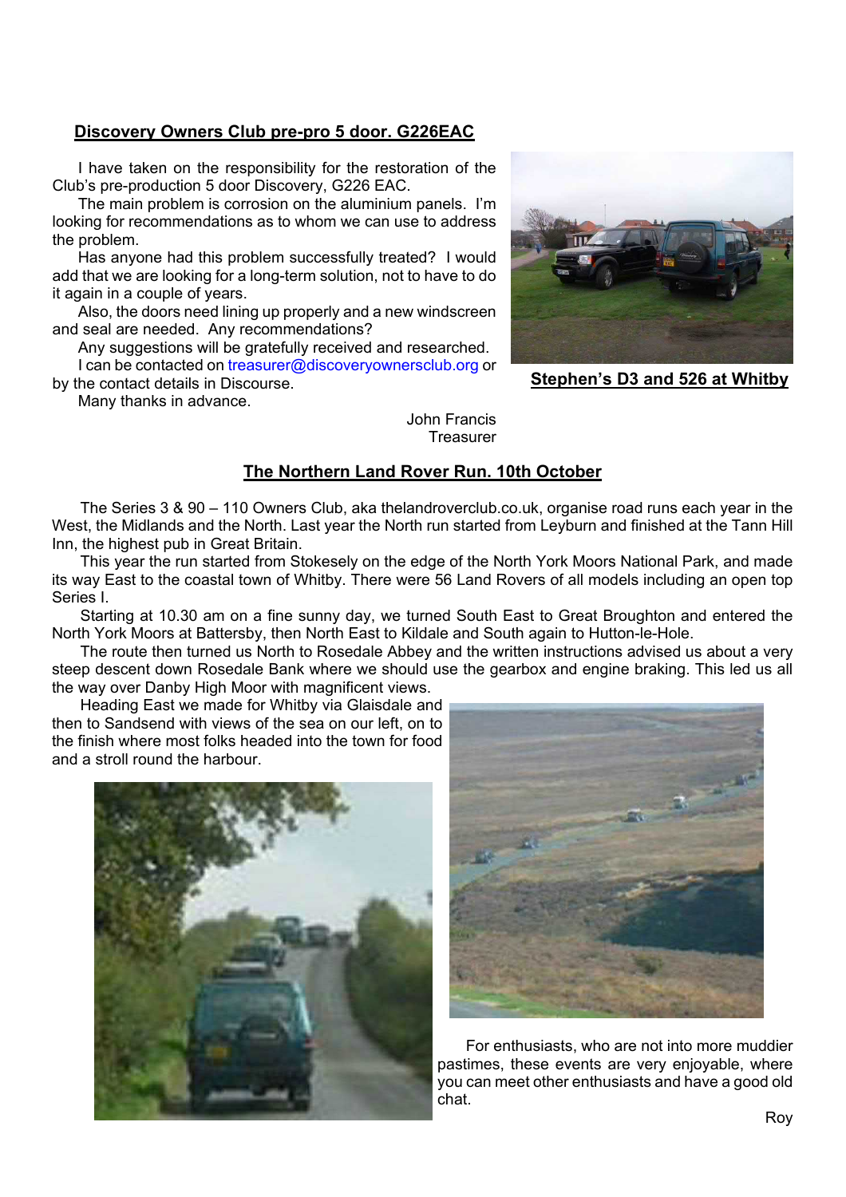## Discovery Owners Club pre-pro 5 door. G226EAC

I have taken on the responsibility for the restoration of the Club's pre-production 5 door Discovery, G226 EAC.

The main problem is corrosion on the aluminium panels. I'm looking for recommendations as to whom we can use to address the problem.

Has anyone had this problem successfully treated? I would add that we are looking for a long-term solution, not to have to do it again in a couple of years.

Also, the doors need lining up properly and a new windscreen and seal are needed. Any recommendations?

Any suggestions will be gratefully received and researched.

I can be contacted on treasurer@discoveryownersclub.org or by the contact details in Discourse.

Many thanks in advance.

John Francis
Treasurer

**Stephen's D3 and 526 at Whitby**

## The Northern Land Rover Run. 10th October

The Series 3 & 90 – 110 Owners Club, aka thelandroverclub.co.uk, organise road runs each year in the West, the Midlands and the North. Last year the North run started from Leyburn and finished at the Tann Hill Inn, the highest pub in Great Britain.

This year the run started from Stokesely on the edge of the North York Moors National Park, and made its way East to the coastal town of Whitby. There were 56 Land Rovers of all models including an open top Series I.

Starting at 10.30 am on a fine sunny day, we turned South East to Great Broughton and entered the North York Moors at Battersby, then North East to Kildale and South again to Hutton-le-Hole.

The route then turned us North to Rosedale Abbey and the written instructions advised us about a very steep descent down Rosedale Bank where we should use the gearbox and engine braking. This led us all the way over Danby High Moor with magnificent views.

Heading East we made for Whitby via Glaisdale and then to Sandsend with views of the sea on our left, on to the finish where most folks headed into the town for food and a stroll round the harbour.

For enthusiasts, who are not into more muddier pastimes, these events are very enjoyable, where you can meet other enthusiasts and have a good old chat.

Roy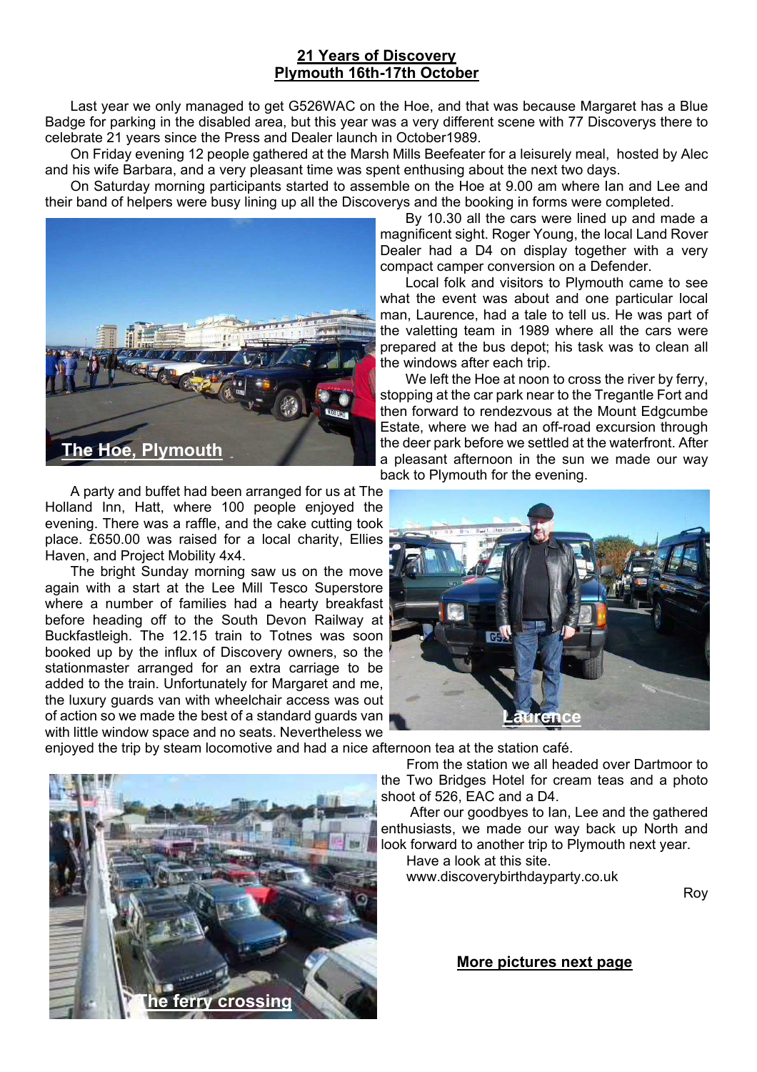## 21 Years of Discovery
## Plymouth 16th-17th October

Last year we only managed to get G526WAC on the Hoe, and that was because Margaret has a Blue Badge for parking in the disabled area, but this year was a very different scene with 77 Discoverys there to celebrate 21 years since the Press and Dealer launch in October1989.

On Friday evening 12 people gathered at the Marsh Mills Beefeater for a leisurely meal, hosted by Alec and his wife Barbara, and a very pleasant time was spent enthusing about the next two days.

On Saturday morning participants started to assemble on the Hoe at 9.00 am where Ian and Lee and their band of helpers were busy lining up all the Discoverys and the booking in forms were completed.

By 10.30 all the cars were lined up and made a magnificent sight. Roger Young, the local Land Rover Dealer had a D4 on display together with a very compact camper conversion on a Defender.

Local folk and visitors to Plymouth came to see what the event was about and one particular local man, Laurence, had a tale to tell us. He was part of the valetting team in 1989 where all the cars were prepared at the bus depot; his task was to clean all the windows after each trip.

We left the Hoe at noon to cross the river by ferry, stopping at the car park near to the Tregantle Fort and then forward to rendezvous at the Mount Edgcumbe Estate, where we had an off-road excursion through the deer park before we settled at the waterfront. After a pleasant afternoon in the sun we made our way back to Plymouth for the evening.

The Hoe, Plymouth

A party and buffet had been arranged for us at The Holland Inn, Hatt, where 100 people enjoyed the evening. There was a raffle, and the cake cutting took place. £650.00 was raised for a local charity, Ellies Haven, and Project Mobility 4x4.

The bright Sunday morning saw us on the move again with a start at the Lee Mill Tesco Superstore where a number of families had a hearty breakfast before heading off to the South Devon Railway at Buckfastleigh. The 12.15 train to Totnes was soon booked up by the influx of Discovery owners, so the stationmaster arranged for an extra carriage to be added to the train. Unfortunately for Margaret and me, the luxury guards van with wheelchair access was out of action so we made the best of a standard guards van with little window space and no seats. Nevertheless we enjoyed the trip by steam locomotive and had a nice afternoon tea at the station café.

Laurence

From the station we all headed over Dartmoor to the Two Bridges Hotel for cream teas and a photo shoot of 526, EAC and a D4.

After our goodbyes to Ian, Lee and the gathered enthusiasts, we made our way back up North and look forward to another trip to Plymouth next year.

Have a look at this site.
www.discoverybirthdayparty.co.uk

Roy

The ferry crossing

**More pictures next page**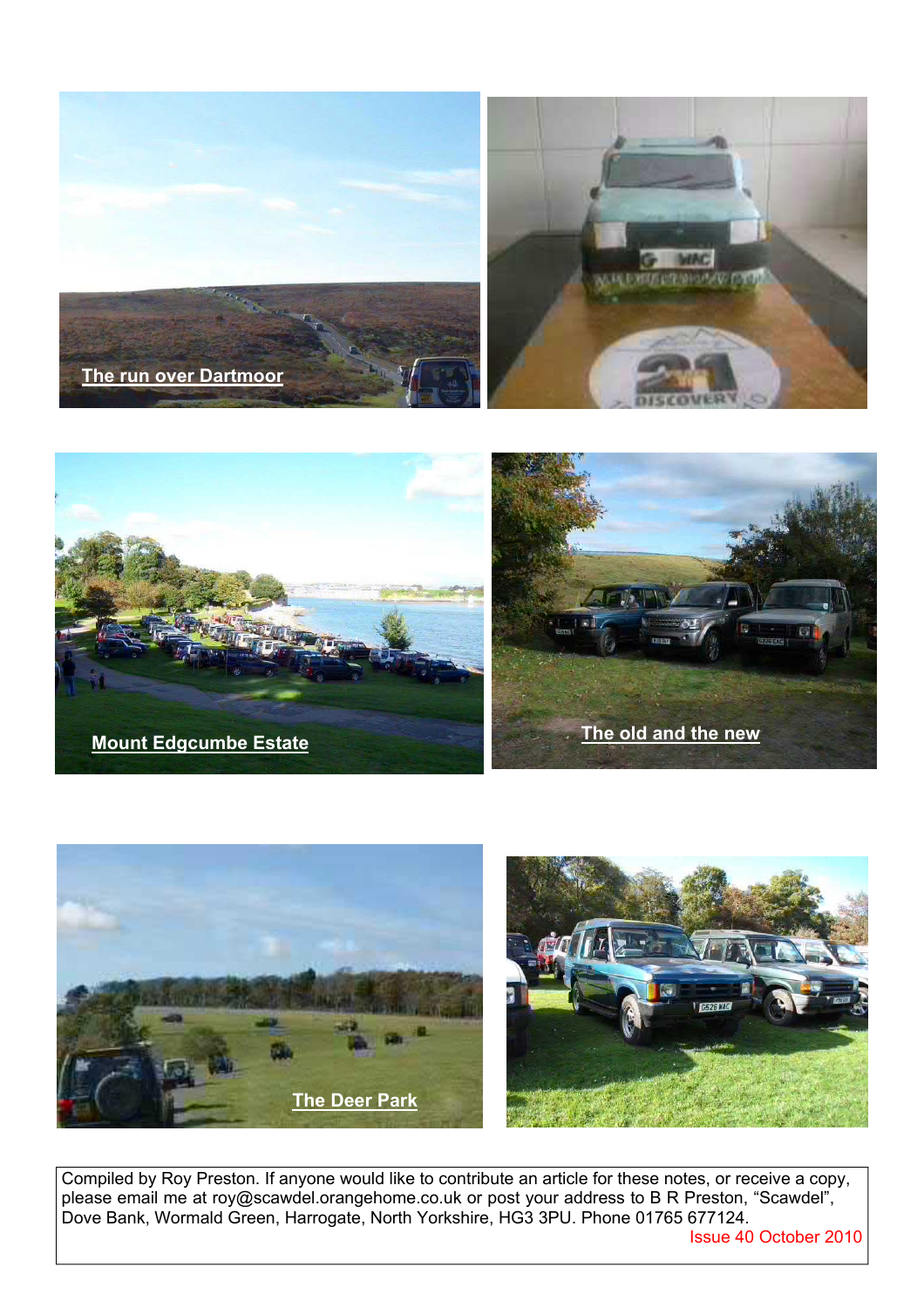The run over Dartmoor

Mount Edgcumbe Estate

The old and the new

The Deer Park

Compiled by Roy Preston. If anyone would like to contribute an article for these notes, or receive a copy, please email me at roy@scawdel.orangehome.co.uk or post your address to B R Preston, “Scawdel”, Dove Bank, Wormald Green, Harrogate, North Yorkshire, HG3 3PU. Phone 01765 677124.

Issue 40 October 2010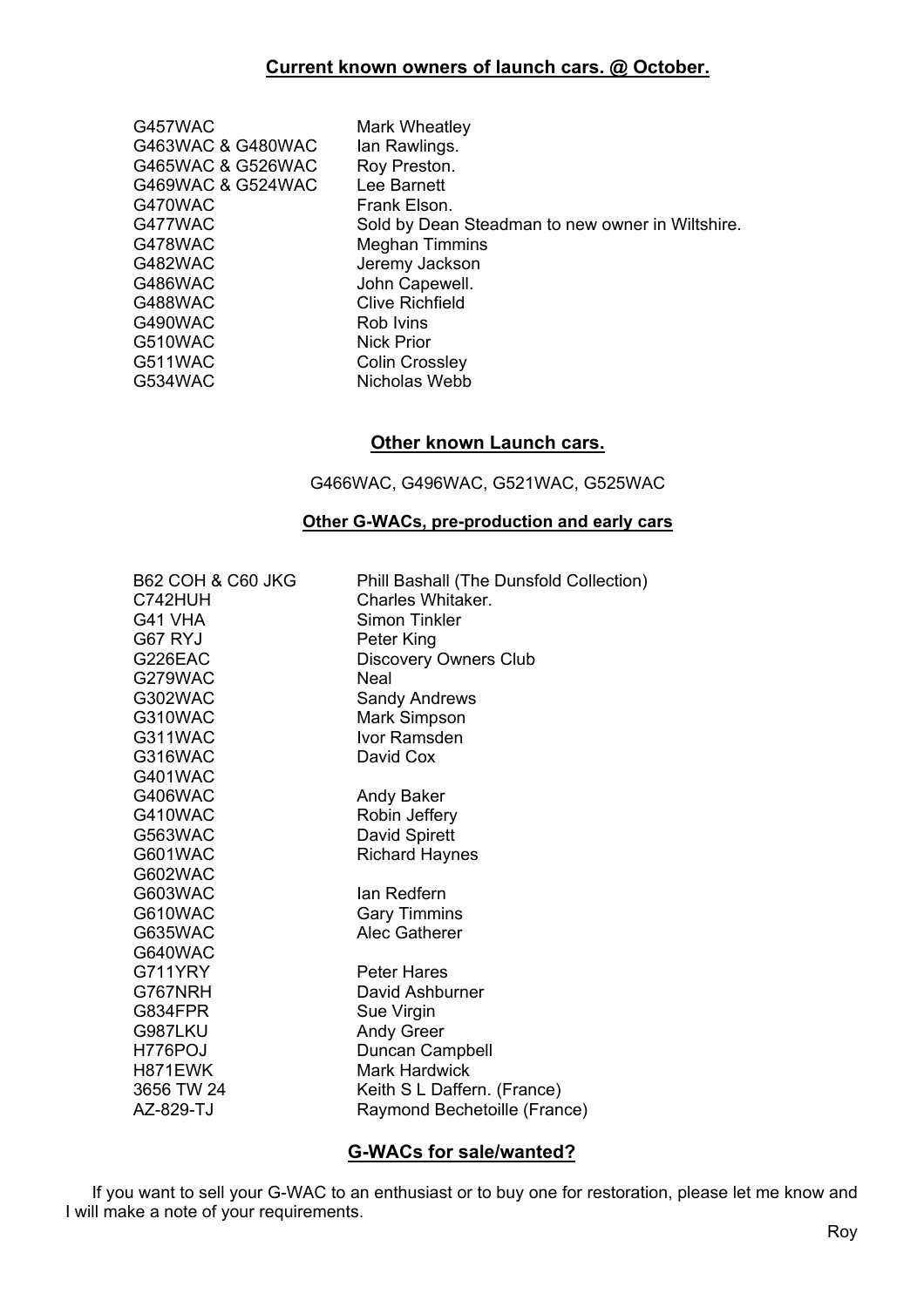## Current known owners of launch cars. @ October.

| | |
|---|---|
| G457WAC | Mark Wheatley |
| G463WAC & G480WAC | Ian Rawlings. |
| G465WAC & G526WAC | Roy Preston. |
| G469WAC & G524WAC | Lee Barnett |
| G470WAC | Frank Elson. |
| G477WAC | Sold by Dean Steadman to new owner in Wiltshire. |
| G478WAC | Meghan Timmins |
| G482WAC | Jeremy Jackson |
| G486WAC | John Capewell. |
| G488WAC | Clive Richfield |
| G490WAC | Rob Ivins |
| G510WAC | Nick Prior |
| G511WAC | Colin Crossley |
| G534WAC | Nicholas Webb |

## Other known Launch cars.

G466WAC, G496WAC, G521WAC, G525WAC

## Other G-WACs, pre-production and early cars

| | |
|---|---|
| B62 COH & C60 JKG | Phill Bashall (The Dunsfold Collection) |
| C742HUH | Charles Whitaker. |
| G41 VHA | Simon Tinkler |
| G67 RYJ | Peter King |
| G226EAC | Discovery Owners Club |
| G279WAC | Neal |
| G302WAC | Sandy Andrews |
| G310WAC | Mark Simpson |
| G311WAC | Ivor Ramsden |
| G316WAC | David Cox |
| G401WAC | |
| G406WAC | Andy Baker |
| G410WAC | Robin Jeffery |
| G563WAC | David Spirett |
| G601WAC | Richard Haynes |
| G602WAC | |
| G603WAC | Ian Redfern |
| G610WAC | Gary Timmins |
| G635WAC | Alec Gatherer |
| G640WAC | |
| G711YRY | Peter Hares |
| G767NRH | David Ashburner |
| G834FPR | Sue Virgin |
| G987LKU | Andy Greer |
| H776POJ | Duncan Campbell |
| H871EWK | Mark Hardwick |
| 3656 TW 24 | Keith S L Daffern. (France) |
| AZ-829-TJ | Raymond Bechetoille (France) |

## G-WACs for sale/wanted?

If you want to sell your G-WAC to an enthusiast or to buy one for restoration, please let me know and I will make a note of your requirements.

Roy